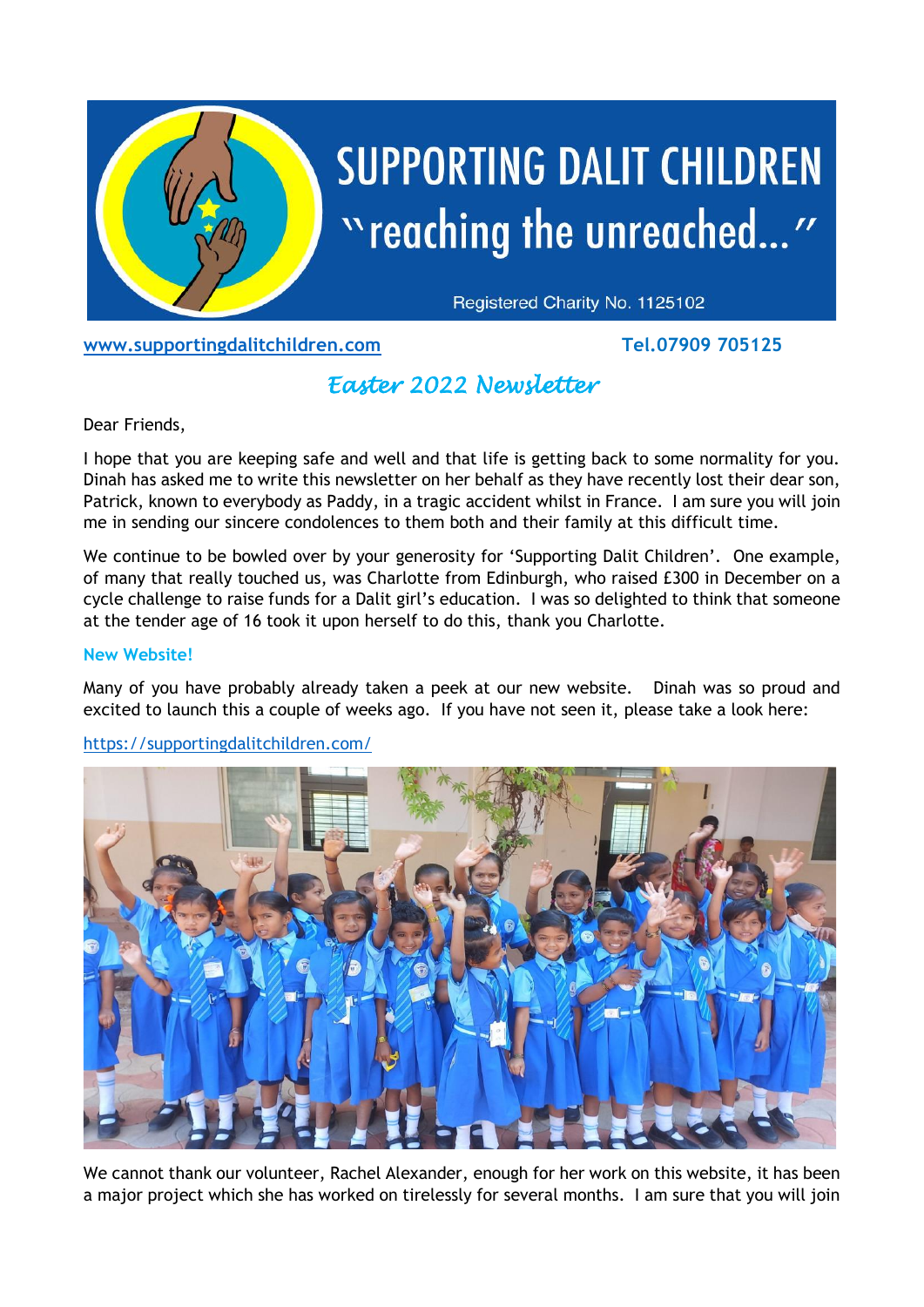# SUPPORTING DALIT CHILDREN

"reaching the unreached..."

Registered Charity No. 1125102

www.supportingdalitchildren.com Tel.07909 705125

## *Easter 2022 Newsletter*

Dear Friends,

I hope that you are keeping safe and well and that life is getting back to some normality for you. Dinah has asked me to write this newsletter on her behalf as they have recently lost their dear son, Patrick, known to everybody as Paddy, in a tragic accident whilst in France. I am sure you will join me in sending our sincere condolences to them both and their family at this difficult time.

We continue to be bowled over by your generosity for 'Supporting Dalit Children'. One example, of many that really touched us, was Charlotte from Edinburgh, who raised £300 in December on a cycle challenge to raise funds for a Dalit girl's education. I was so delighted to think that someone at the tender age of 16 took it upon herself to do this, thank you Charlotte.

### New Website!

Many of you have probably already taken a peek at our new website. Dinah was so proud and excited to launch this a couple of weeks ago. If you have not seen it, please take a look here:

https://supportingdalitchildren.com/

We cannot thank our volunteer, Rachel Alexander, enough for her work on this website, it has been a major project which she has worked on tirelessly for several months. I am sure that you will join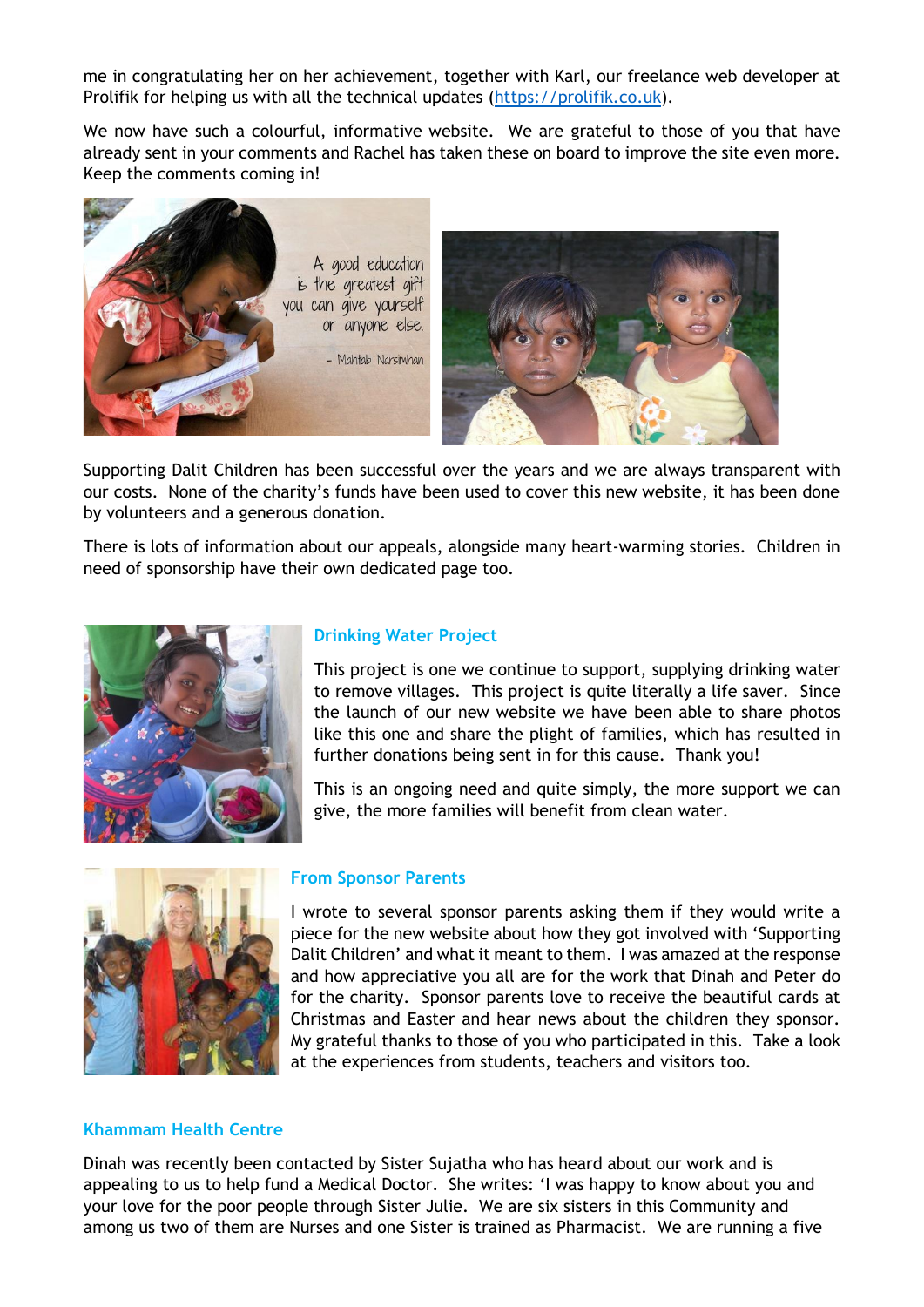me in congratulating her on her achievement, together with Karl, our freelance web developer at Prolifik for helping us with all the technical updates (https://prolifik.co.uk).

We now have such a colourful, informative website. We are grateful to those of you that have already sent in your comments and Rachel has taken these on board to improve the site even more. Keep the comments coming in!

Supporting Dalit Children has been successful over the years and we are always transparent with our costs. None of the charity's funds have been used to cover this new website, it has been done by volunteers and a generous donation.

There is lots of information about our appeals, alongside many heart-warming stories. Children in need of sponsorship have their own dedicated page too.

### Drinking Water Project

This project is one we continue to support, supplying drinking water to remove villages. This project is quite literally a life saver. Since the launch of our new website we have been able to share photos like this one and share the plight of families, which has resulted in further donations being sent in for this cause. Thank you!

This is an ongoing need and quite simply, the more support we can give, the more families will benefit from clean water.

### From Sponsor Parents

I wrote to several sponsor parents asking them if they would write a piece for the new website about how they got involved with 'Supporting Dalit Children' and what it meant to them. I was amazed at the response and how appreciative you all are for the work that Dinah and Peter do for the charity. Sponsor parents love to receive the beautiful cards at Christmas and Easter and hear news about the children they sponsor. My grateful thanks to those of you who participated in this. Take a look at the experiences from students, teachers and visitors too.

### Khammam Health Centre

Dinah was recently been contacted by Sister Sujatha who has heard about our work and is appealing to us to help fund a Medical Doctor. She writes: 'I was happy to know about you and your love for the poor people through Sister Julie. We are six sisters in this Community and among us two of them are Nurses and one Sister is trained as Pharmacist. We are running a five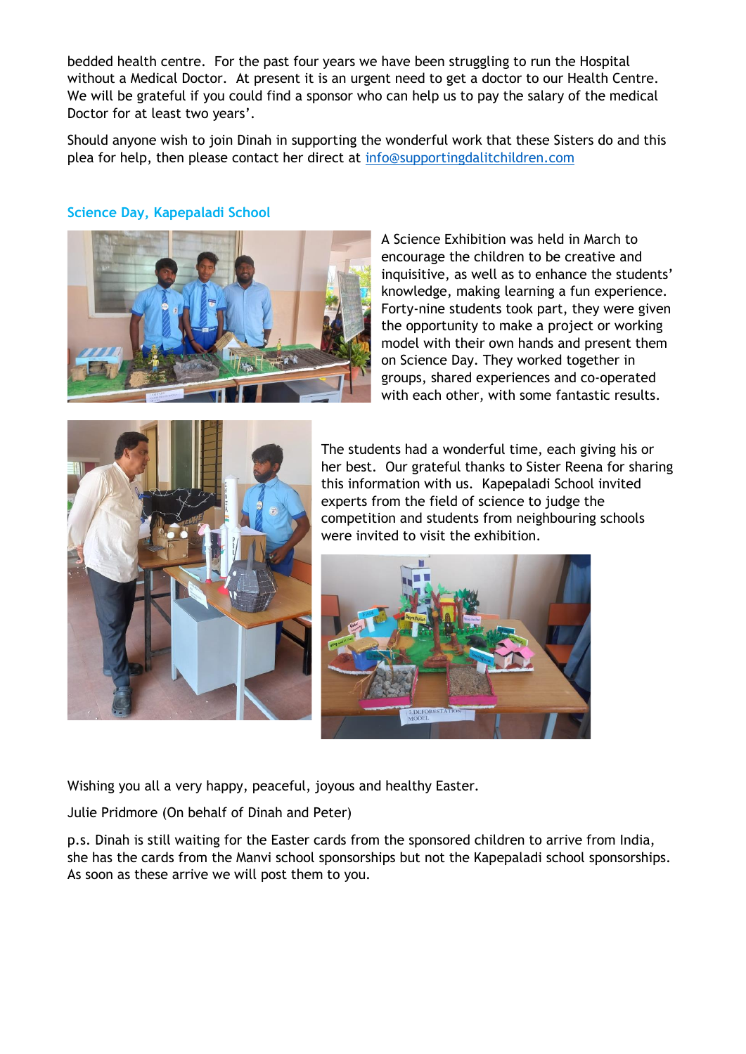bedded health centre. For the past four years we have been struggling to run the Hospital without a Medical Doctor. At present it is an urgent need to get a doctor to our Health Centre. We will be grateful if you could find a sponsor who can help us to pay the salary of the medical Doctor for at least two years'.

Should anyone wish to join Dinah in supporting the wonderful work that these Sisters do and this plea for help, then please contact her direct at info@supportingdalitchildren.com

## Science Day, Kapepaladi School

A Science Exhibition was held in March to encourage the children to be creative and inquisitive, as well as to enhance the students' knowledge, making learning a fun experience. Forty-nine students took part, they were given the opportunity to make a project or working model with their own hands and present them on Science Day. They worked together in groups, shared experiences and co-operated with each other, with some fantastic results.

The students had a wonderful time, each giving his or her best. Our grateful thanks to Sister Reena for sharing this information with us. Kapepaladi School invited experts from the field of science to judge the competition and students from neighbouring schools were invited to visit the exhibition.

Wishing you all a very happy, peaceful, joyous and healthy Easter.

Julie Pridmore (On behalf of Dinah and Peter)

p.s. Dinah is still waiting for the Easter cards from the sponsored children to arrive from India, she has the cards from the Manvi school sponsorships but not the Kapepaladi school sponsorships. As soon as these arrive we will post them to you.